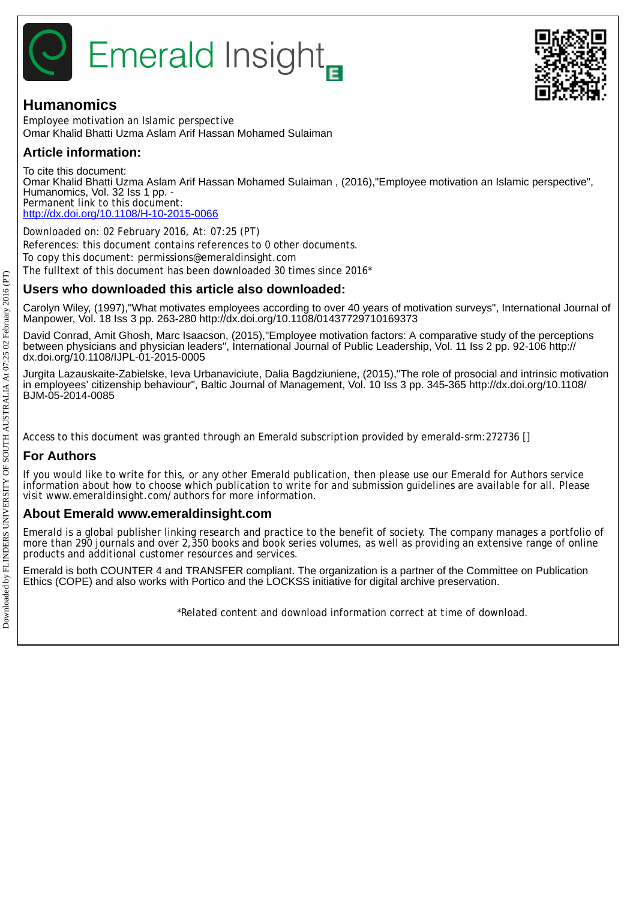# Humanomics

Employee motivation an Islamic perspective
Omar Khalid Bhatti Uzma Aslam Arif Hassan Mohamed Sulaiman

## Article information:

To cite this document:
Omar Khalid Bhatti Uzma Aslam Arif Hassan Mohamed Sulaiman , (2016),"Employee motivation an Islamic perspective", Humanomics, Vol. 32 Iss 1 pp. -
Permanent link to this document:
http://dx.doi.org/10.1108/H-10-2015-0066

Downloaded on: 02 February 2016, At: 07:25 (PT)
References: this document contains references to 0 other documents.
To copy this document: permissions@emeraldinsight.com
The fulltext of this document has been downloaded 30 times since 2016*

## Users who downloaded this article also downloaded:

Carolyn Wiley, (1997),"What motivates employees according to over 40 years of motivation surveys", International Journal of Manpower, Vol. 18 Iss 3 pp. 263-280 http://dx.doi.org/10.1108/01437729710169373

David Conrad, Amit Ghosh, Marc Isaacson, (2015),"Employee motivation factors: A comparative study of the perceptions between physicians and physician leaders", International Journal of Public Leadership, Vol. 11 Iss 2 pp. 92-106 http://dx.doi.org/10.1108/IJPL-01-2015-0005

Jurgita Lazauskaite-Zabielske, Ieva Urbanaviciute, Dalia Bagdziuniene, (2015),"The role of prosocial and intrinsic motivation in employees' citizenship behaviour", Baltic Journal of Management, Vol. 10 Iss 3 pp. 345-365 http://dx.doi.org/10.1108/BJM-05-2014-0085

Access to this document was granted through an Emerald subscription provided by emerald-srm:272736 []

## For Authors

If you would like to write for this, or any other Emerald publication, then please use our Emerald for Authors service information about how to choose which publication to write for and submission guidelines are available for all. Please visit www.emeraldinsight.com/authors for more information.

## About Emerald www.emeraldinsight.com

Emerald is a global publisher linking research and practice to the benefit of society. The company manages a portfolio of more than 290 journals and over 2,350 books and book series volumes, as well as providing an extensive range of online products and additional customer resources and services.

Emerald is both COUNTER 4 and TRANSFER compliant. The organization is a partner of the Committee on Publication Ethics (COPE) and also works with Portico and the LOCKSS initiative for digital archive preservation.

*Related content and download information correct at time of download.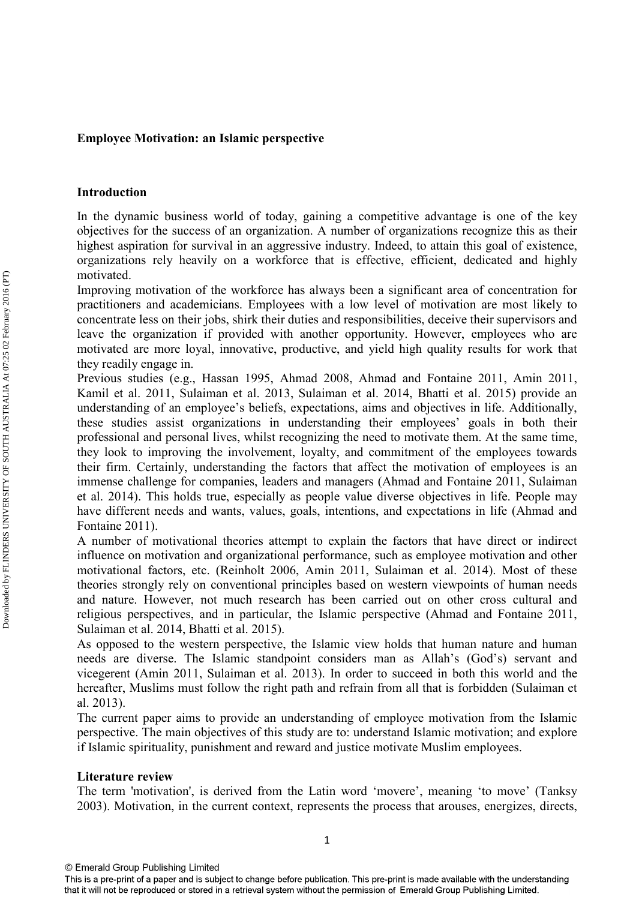**Employee Motivation: an Islamic perspective**

**Introduction**

In the dynamic business world of today, gaining a competitive advantage is one of the key objectives for the success of an organization. A number of organizations recognize this as their highest aspiration for survival in an aggressive industry. Indeed, to attain this goal of existence, organizations rely heavily on a workforce that is effective, efficient, dedicated and highly motivated.

Improving motivation of the workforce has always been a significant area of concentration for practitioners and academicians. Employees with a low level of motivation are most likely to concentrate less on their jobs, shirk their duties and responsibilities, deceive their supervisors and leave the organization if provided with another opportunity. However, employees who are motivated are more loyal, innovative, productive, and yield high quality results for work that they readily engage in.

Previous studies (e.g., Hassan 1995, Ahmad 2008, Ahmad and Fontaine 2011, Amin 2011, Kamil et al. 2011, Sulaiman et al. 2013, Sulaiman et al. 2014, Bhatti et al. 2015) provide an understanding of an employee's beliefs, expectations, aims and objectives in life. Additionally, these studies assist organizations in understanding their employees' goals in both their professional and personal lives, whilst recognizing the need to motivate them. At the same time, they look to improving the involvement, loyalty, and commitment of the employees towards their firm. Certainly, understanding the factors that affect the motivation of employees is an immense challenge for companies, leaders and managers (Ahmad and Fontaine 2011, Sulaiman et al. 2014). This holds true, especially as people value diverse objectives in life. People may have different needs and wants, values, goals, intentions, and expectations in life (Ahmad and Fontaine 2011).

A number of motivational theories attempt to explain the factors that have direct or indirect influence on motivation and organizational performance, such as employee motivation and other motivational factors, etc. (Reinholt 2006, Amin 2011, Sulaiman et al. 2014). Most of these theories strongly rely on conventional principles based on western viewpoints of human needs and nature. However, not much research has been carried out on other cross cultural and religious perspectives, and in particular, the Islamic perspective (Ahmad and Fontaine 2011, Sulaiman et al. 2014, Bhatti et al. 2015).

As opposed to the western perspective, the Islamic view holds that human nature and human needs are diverse. The Islamic standpoint considers man as Allah's (God's) servant and vicegerent (Amin 2011, Sulaiman et al. 2013). In order to succeed in both this world and the hereafter, Muslims must follow the right path and refrain from all that is forbidden (Sulaiman et al. 2013).

The current paper aims to provide an understanding of employee motivation from the Islamic perspective. The main objectives of this study are to: understand Islamic motivation; and explore if Islamic spirituality, punishment and reward and justice motivate Muslim employees.

**Literature review**

The term 'motivation', is derived from the Latin word 'movere', meaning 'to move' (Tanksy 2003). Motivation, in the current context, represents the process that arouses, energizes, directs,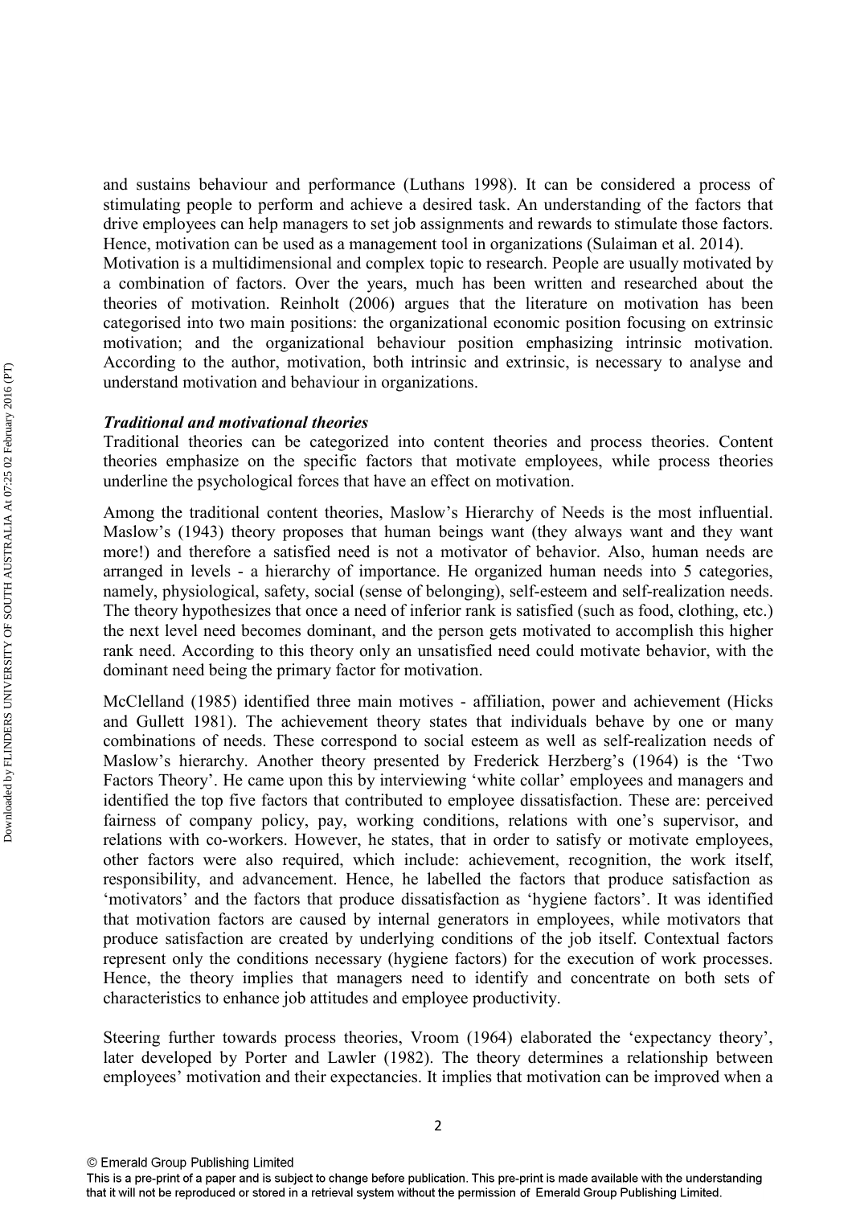and sustains behaviour and performance (Luthans 1998). It can be considered a process of stimulating people to perform and achieve a desired task. An understanding of the factors that drive employees can help managers to set job assignments and rewards to stimulate those factors. Hence, motivation can be used as a management tool in organizations (Sulaiman et al. 2014).

Motivation is a multidimensional and complex topic to research. People are usually motivated by a combination of factors. Over the years, much has been written and researched about the theories of motivation. Reinholt (2006) argues that the literature on motivation has been categorised into two main positions: the organizational economic position focusing on extrinsic motivation; and the organizational behaviour position emphasizing intrinsic motivation. According to the author, motivation, both intrinsic and extrinsic, is necessary to analyse and understand motivation and behaviour in organizations.

***Traditional and motivational theories***

Traditional theories can be categorized into content theories and process theories. Content theories emphasize on the specific factors that motivate employees, while process theories underline the psychological forces that have an effect on motivation.

Among the traditional content theories, Maslow's Hierarchy of Needs is the most influential. Maslow's (1943) theory proposes that human beings want (they always want and they want more!) and therefore a satisfied need is not a motivator of behavior. Also, human needs are arranged in levels - a hierarchy of importance. He organized human needs into 5 categories, namely, physiological, safety, social (sense of belonging), self-esteem and self-realization needs. The theory hypothesizes that once a need of inferior rank is satisfied (such as food, clothing, etc.) the next level need becomes dominant, and the person gets motivated to accomplish this higher rank need. According to this theory only an unsatisfied need could motivate behavior, with the dominant need being the primary factor for motivation.

McClelland (1985) identified three main motives - affiliation, power and achievement (Hicks and Gullett 1981). The achievement theory states that individuals behave by one or many combinations of needs. These correspond to social esteem as well as self-realization needs of Maslow's hierarchy. Another theory presented by Frederick Herzberg's (1964) is the 'Two Factors Theory'. He came upon this by interviewing 'white collar' employees and managers and identified the top five factors that contributed to employee dissatisfaction. These are: perceived fairness of company policy, pay, working conditions, relations with one's supervisor, and relations with co-workers. However, he states, that in order to satisfy or motivate employees, other factors were also required, which include: achievement, recognition, the work itself, responsibility, and advancement. Hence, he labelled the factors that produce satisfaction as 'motivators' and the factors that produce dissatisfaction as 'hygiene factors'. It was identified that motivation factors are caused by internal generators in employees, while motivators that produce satisfaction are created by underlying conditions of the job itself. Contextual factors represent only the conditions necessary (hygiene factors) for the execution of work processes. Hence, the theory implies that managers need to identify and concentrate on both sets of characteristics to enhance job attitudes and employee productivity.

Steering further towards process theories, Vroom (1964) elaborated the 'expectancy theory', later developed by Porter and Lawler (1982). The theory determines a relationship between employees' motivation and their expectancies. It implies that motivation can be improved when a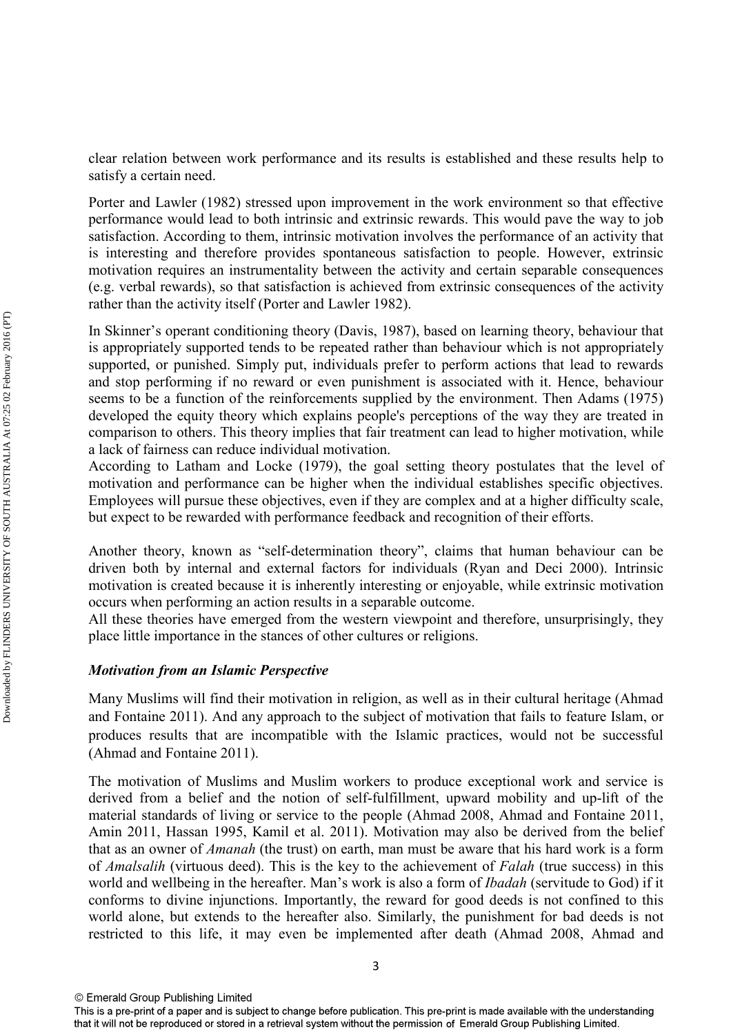clear relation between work performance and its results is established and these results help to satisfy a certain need.

Porter and Lawler (1982) stressed upon improvement in the work environment so that effective performance would lead to both intrinsic and extrinsic rewards. This would pave the way to job satisfaction. According to them, intrinsic motivation involves the performance of an activity that is interesting and therefore provides spontaneous satisfaction to people. However, extrinsic motivation requires an instrumentality between the activity and certain separable consequences (e.g. verbal rewards), so that satisfaction is achieved from extrinsic consequences of the activity rather than the activity itself (Porter and Lawler 1982).

In Skinner's operant conditioning theory (Davis, 1987), based on learning theory, behaviour that is appropriately supported tends to be repeated rather than behaviour which is not appropriately supported, or punished. Simply put, individuals prefer to perform actions that lead to rewards and stop performing if no reward or even punishment is associated with it. Hence, behaviour seems to be a function of the reinforcements supplied by the environment. Then Adams (1975) developed the equity theory which explains people's perceptions of the way they are treated in comparison to others. This theory implies that fair treatment can lead to higher motivation, while a lack of fairness can reduce individual motivation.

According to Latham and Locke (1979), the goal setting theory postulates that the level of motivation and performance can be higher when the individual establishes specific objectives. Employees will pursue these objectives, even if they are complex and at a higher difficulty scale, but expect to be rewarded with performance feedback and recognition of their efforts.

Another theory, known as "self-determination theory", claims that human behaviour can be driven both by internal and external factors for individuals (Ryan and Deci 2000). Intrinsic motivation is created because it is inherently interesting or enjoyable, while extrinsic motivation occurs when performing an action results in a separable outcome.

All these theories have emerged from the western viewpoint and therefore, unsurprisingly, they place little importance in the stances of other cultures or religions.

### *Motivation from an Islamic Perspective*

Many Muslims will find their motivation in religion, as well as in their cultural heritage (Ahmad and Fontaine 2011). And any approach to the subject of motivation that fails to feature Islam, or produces results that are incompatible with the Islamic practices, would not be successful (Ahmad and Fontaine 2011).

The motivation of Muslims and Muslim workers to produce exceptional work and service is derived from a belief and the notion of self-fulfillment, upward mobility and up-lift of the material standards of living or service to the people (Ahmad 2008, Ahmad and Fontaine 2011, Amin 2011, Hassan 1995, Kamil et al. 2011). Motivation may also be derived from the belief that as an owner of *Amanah* (the trust) on earth, man must be aware that his hard work is a form of *Amalsalih* (virtuous deed). This is the key to the achievement of *Falah* (true success) in this world and wellbeing in the hereafter. Man's work is also a form of *Ibadah* (servitude to God) if it conforms to divine injunctions. Importantly, the reward for good deeds is not confined to this world alone, but extends to the hereafter also. Similarly, the punishment for bad deeds is not restricted to this life, it may even be implemented after death (Ahmad 2008, Ahmad and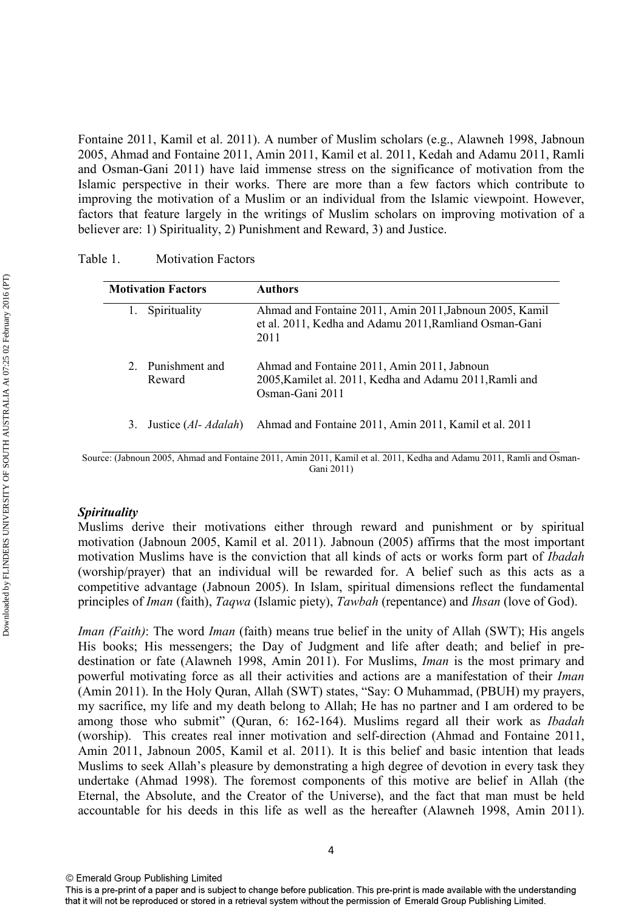Fontaine 2011, Kamil et al. 2011). A number of Muslim scholars (e.g., Alawneh 1998, Jabnoun 2005, Ahmad and Fontaine 2011, Amin 2011, Kamil et al. 2011, Kedah and Adamu 2011, Ramli and Osman-Gani 2011) have laid immense stress on the significance of motivation from the Islamic perspective in their works. There are more than a few factors which contribute to improving the motivation of a Muslim or an individual from the Islamic viewpoint. However, factors that feature largely in the writings of Muslim scholars on improving motivation of a believer are: 1) Spirituality, 2) Punishment and Reward, 3) and Justice.

Table 1. Motivation Factors

| Motivation Factors | Authors |
|---|---|
| 1. Spirituality | Ahmad and Fontaine 2011, Amin 2011,Jabnoun 2005, Kamil et al. 2011, Kedha and Adamu 2011,Ramliand Osman-Gani 2011 |
| 2. Punishment and Reward | Ahmad and Fontaine 2011, Amin 2011, Jabnoun 2005,Kamilet al. 2011, Kedha and Adamu 2011,Ramli and Osman-Gani 2011 |
| 3. Justice (*Al- Adalah*) | Ahmad and Fontaine 2011, Amin 2011, Kamil et al. 2011 |

Source: (Jabnoun 2005, Ahmad and Fontaine 2011, Amin 2011, Kamil et al. 2011, Kedha and Adamu 2011, Ramli and Osman-Gani 2011)

***Spirituality***

Muslims derive their motivations either through reward and punishment or by spiritual motivation (Jabnoun 2005, Kamil et al. 2011). Jabnoun (2005) affirms that the most important motivation Muslims have is the conviction that all kinds of acts or works form part of *Ibadah* (worship/prayer) that an individual will be rewarded for. A belief such as this acts as a competitive advantage (Jabnoun 2005). In Islam, spiritual dimensions reflect the fundamental principles of *Iman* (faith), *Taqwa* (Islamic piety), *Tawbah* (repentance) and *Ihsan* (love of God).

*Iman (Faith)*: The word *Iman* (faith) means true belief in the unity of Allah (SWT); His angels His books; His messengers; the Day of Judgment and life after death; and belief in pre-destination or fate (Alawneh 1998, Amin 2011). For Muslims, *Iman* is the most primary and powerful motivating force as all their activities and actions are a manifestation of their *Iman* (Amin 2011). In the Holy Quran, Allah (SWT) states, "Say: O Muhammad, (PBUH) my prayers, my sacrifice, my life and my death belong to Allah; He has no partner and I am ordered to be among those who submit" (Quran, 6: 162-164). Muslims regard all their work as *Ibadah* (worship). This creates real inner motivation and self-direction (Ahmad and Fontaine 2011, Amin 2011, Jabnoun 2005, Kamil et al. 2011). It is this belief and basic intention that leads Muslims to seek Allah's pleasure by demonstrating a high degree of devotion in every task they undertake (Ahmad 1998). The foremost components of this motive are belief in Allah (the Eternal, the Absolute, and the Creator of the Universe), and the fact that man must be held accountable for his deeds in this life as well as the hereafter (Alawneh 1998, Amin 2011).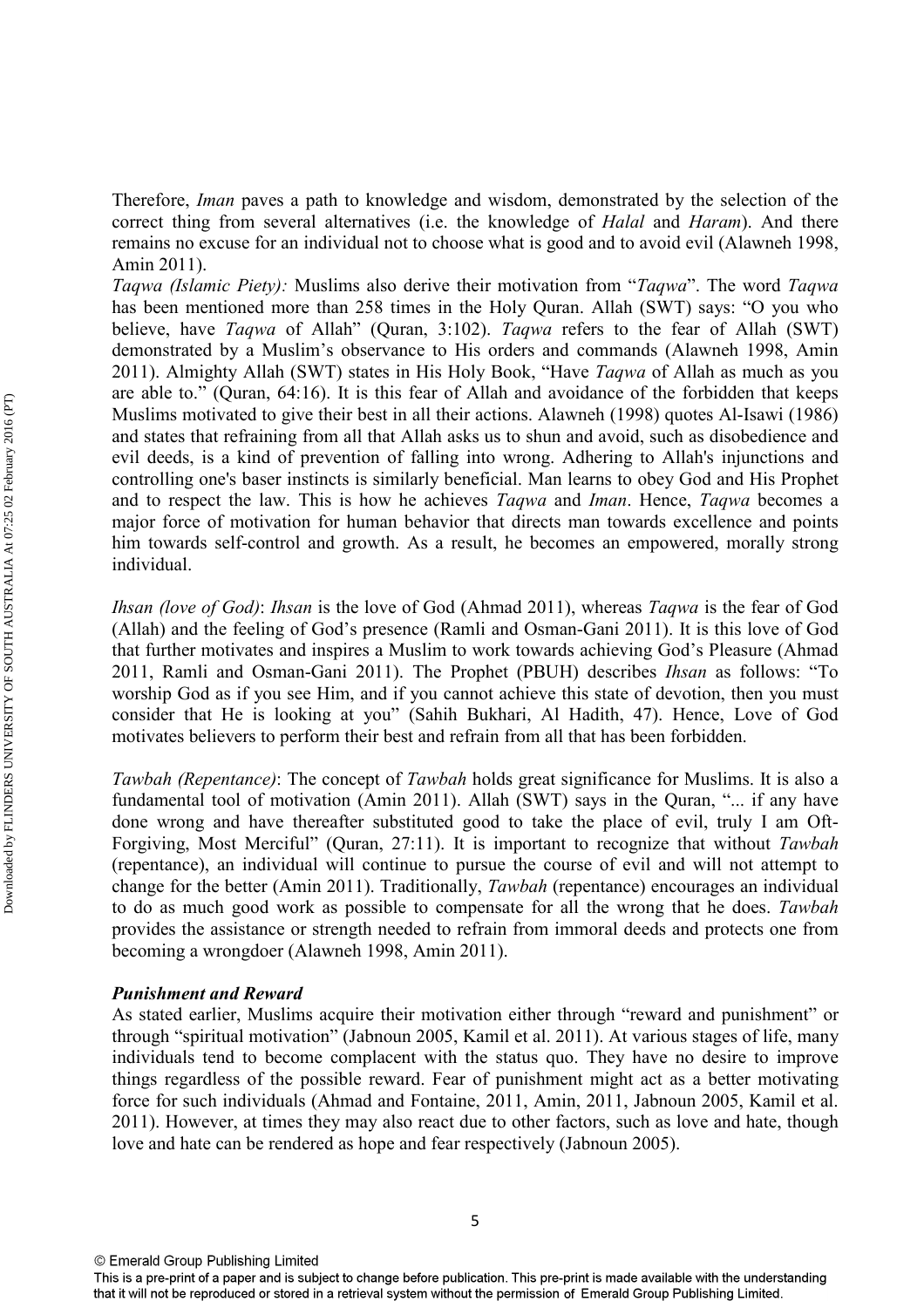Therefore, *Iman* paves a path to knowledge and wisdom, demonstrated by the selection of the correct thing from several alternatives (i.e. the knowledge of *Halal* and *Haram*). And there remains no excuse for an individual not to choose what is good and to avoid evil (Alawneh 1998, Amin 2011).

*Taqwa (Islamic Piety):* Muslims also derive their motivation from "*Taqwa*". The word *Taqwa* has been mentioned more than 258 times in the Holy Quran. Allah (SWT) says: "O you who believe, have *Taqwa* of Allah" (Quran, 3:102). *Taqwa* refers to the fear of Allah (SWT) demonstrated by a Muslim's observance to His orders and commands (Alawneh 1998, Amin 2011). Almighty Allah (SWT) states in His Holy Book, "Have *Taqwa* of Allah as much as you are able to." (Quran, 64:16). It is this fear of Allah and avoidance of the forbidden that keeps Muslims motivated to give their best in all their actions. Alawneh (1998) quotes Al-Isawi (1986) and states that refraining from all that Allah asks us to shun and avoid, such as disobedience and evil deeds, is a kind of prevention of falling into wrong. Adhering to Allah's injunctions and controlling one's baser instincts is similarly beneficial. Man learns to obey God and His Prophet and to respect the law. This is how he achieves *Taqwa* and *Iman*. Hence, *Taqwa* becomes a major force of motivation for human behavior that directs man towards excellence and points him towards self-control and growth. As a result, he becomes an empowered, morally strong individual.

*Ihsan (love of God)*: *Ihsan* is the love of God (Ahmad 2011), whereas *Taqwa* is the fear of God (Allah) and the feeling of God's presence (Ramli and Osman-Gani 2011). It is this love of God that further motivates and inspires a Muslim to work towards achieving God's Pleasure (Ahmad 2011, Ramli and Osman-Gani 2011). The Prophet (PBUH) describes *Ihsan* as follows: "To worship God as if you see Him, and if you cannot achieve this state of devotion, then you must consider that He is looking at you" (Sahih Bukhari, Al Hadith, 47). Hence, Love of God motivates believers to perform their best and refrain from all that has been forbidden.

*Tawbah (Repentance)*: The concept of *Tawbah* holds great significance for Muslims. It is also a fundamental tool of motivation (Amin 2011). Allah (SWT) says in the Quran, "... if any have done wrong and have thereafter substituted good to take the place of evil, truly I am Oft-Forgiving, Most Merciful" (Quran, 27:11). It is important to recognize that without *Tawbah* (repentance), an individual will continue to pursue the course of evil and will not attempt to change for the better (Amin 2011). Traditionally, *Tawbah* (repentance) encourages an individual to do as much good work as possible to compensate for all the wrong that he does. *Tawbah* provides the assistance or strength needed to refrain from immoral deeds and protects one from becoming a wrongdoer (Alawneh 1998, Amin 2011).

***Punishment and Reward***

As stated earlier, Muslims acquire their motivation either through "reward and punishment" or through "spiritual motivation" (Jabnoun 2005, Kamil et al. 2011). At various stages of life, many individuals tend to become complacent with the status quo. They have no desire to improve things regardless of the possible reward. Fear of punishment might act as a better motivating force for such individuals (Ahmad and Fontaine, 2011, Amin, 2011, Jabnoun 2005, Kamil et al. 2011). However, at times they may also react due to other factors, such as love and hate, though love and hate can be rendered as hope and fear respectively (Jabnoun 2005).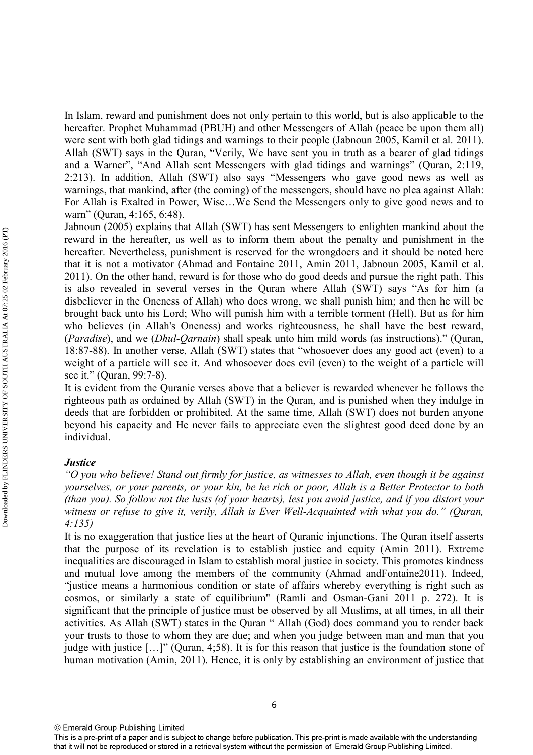In Islam, reward and punishment does not only pertain to this world, but is also applicable to the hereafter. Prophet Muhammad (PBUH) and other Messengers of Allah (peace be upon them all) were sent with both glad tidings and warnings to their people (Jabnoun 2005, Kamil et al. 2011). Allah (SWT) says in the Quran, "Verily, We have sent you in truth as a bearer of glad tidings and a Warner", "And Allah sent Messengers with glad tidings and warnings" (Quran, 2:119, 2:213). In addition, Allah (SWT) also says "Messengers who gave good news as well as warnings, that mankind, after (the coming) of the messengers, should have no plea against Allah: For Allah is Exalted in Power, Wise…We Send the Messengers only to give good news and to warn" (Quran, 4:165, 6:48).

Jabnoun (2005) explains that Allah (SWT) has sent Messengers to enlighten mankind about the reward in the hereafter, as well as to inform them about the penalty and punishment in the hereafter. Nevertheless, punishment is reserved for the wrongdoers and it should be noted here that it is not a motivator (Ahmad and Fontaine 2011, Amin 2011, Jabnoun 2005, Kamil et al. 2011). On the other hand, reward is for those who do good deeds and pursue the right path. This is also revealed in several verses in the Quran where Allah (SWT) says "As for him (a disbeliever in the Oneness of Allah) who does wrong, we shall punish him; and then he will be brought back unto his Lord; Who will punish him with a terrible torment (Hell). But as for him who believes (in Allah's Oneness) and works righteousness, he shall have the best reward, (*Paradise*), and we (*Dhul-Qarnain*) shall speak unto him mild words (as instructions)." (Quran, 18:87-88). In another verse, Allah (SWT) states that "whosoever does any good act (even) to a weight of a particle will see it. And whosoever does evil (even) to the weight of a particle will see it." (Quran, 99:7-8).

It is evident from the Quranic verses above that a believer is rewarded whenever he follows the righteous path as ordained by Allah (SWT) in the Quran, and is punished when they indulge in deeds that are forbidden or prohibited. At the same time, Allah (SWT) does not burden anyone beyond his capacity and He never fails to appreciate even the slightest good deed done by an individual.

### *Justice*

*"O you who believe! Stand out firmly for justice, as witnesses to Allah, even though it be against yourselves, or your parents, or your kin, be he rich or poor, Allah is a Better Protector to both (than you). So follow not the lusts (of your hearts), lest you avoid justice, and if you distort your witness or refuse to give it, verily, Allah is Ever Well-Acquainted with what you do." (Quran, 4:135)*

It is no exaggeration that justice lies at the heart of Quranic injunctions. The Quran itself asserts that the purpose of its revelation is to establish justice and equity (Amin 2011). Extreme inequalities are discouraged in Islam to establish moral justice in society. This promotes kindness and mutual love among the members of the community (Ahmad andFontaine2011). Indeed, "justice means a harmonious condition or state of affairs whereby everything is right such as cosmos, or similarly a state of equilibrium" (Ramli and Osman-Gani 2011 p. 272). It is significant that the principle of justice must be observed by all Muslims, at all times, in all their activities. As Allah (SWT) states in the Quran " Allah (God) does command you to render back your trusts to those to whom they are due; and when you judge between man and man that you judge with justice […]" (Quran, 4;58). It is for this reason that justice is the foundation stone of human motivation (Amin, 2011). Hence, it is only by establishing an environment of justice that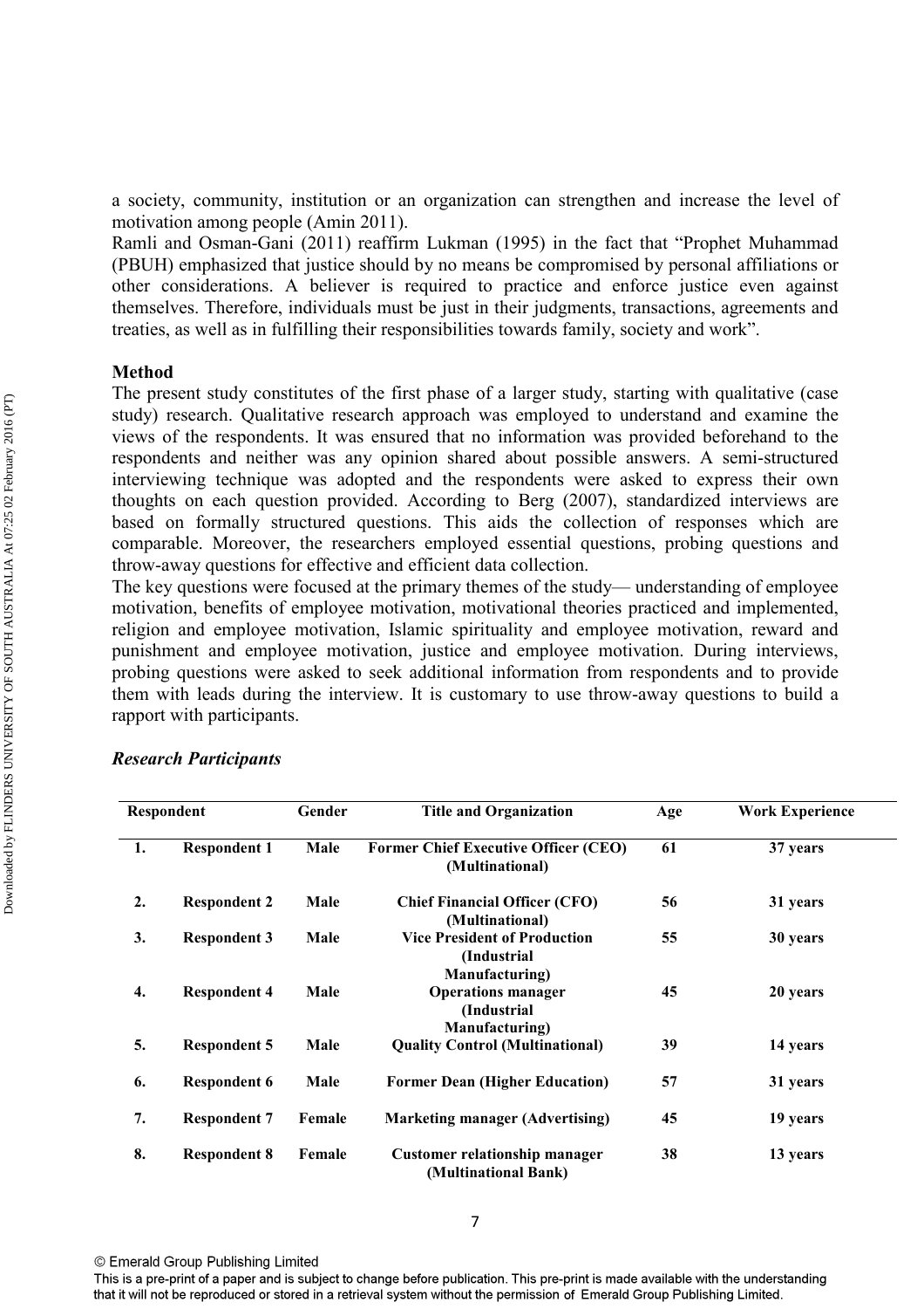a society, community, institution or an organization can strengthen and increase the level of motivation among people (Amin 2011).

Ramli and Osman-Gani (2011) reaffirm Lukman (1995) in the fact that "Prophet Muhammad (PBUH) emphasized that justice should by no means be compromised by personal affiliations or other considerations. A believer is required to practice and enforce justice even against themselves. Therefore, individuals must be just in their judgments, transactions, agreements and treaties, as well as in fulfilling their responsibilities towards family, society and work".

**Method**

The present study constitutes of the first phase of a larger study, starting with qualitative (case study) research. Qualitative research approach was employed to understand and examine the views of the respondents. It was ensured that no information was provided beforehand to the respondents and neither was any opinion shared about possible answers. A semi-structured interviewing technique was adopted and the respondents were asked to express their own thoughts on each question provided. According to Berg (2007), standardized interviews are based on formally structured questions. This aids the collection of responses which are comparable. Moreover, the researchers employed essential questions, probing questions and throw-away questions for effective and efficient data collection.

The key questions were focused at the primary themes of the study— understanding of employee motivation, benefits of employee motivation, motivational theories practiced and implemented, religion and employee motivation, Islamic spirituality and employee motivation, reward and punishment and employee motivation, justice and employee motivation. During interviews, probing questions were asked to seek additional information from respondents and to provide them with leads during the interview. It is customary to use throw-away questions to build a rapport with participants.

***Research Participants***

| Respondent | | Gender | Title and Organization | Age | Work Experience |
|---|---|---|---|---|---|
| 1. | Respondent 1 | Male | Former Chief Executive Officer (CEO) (Multinational) | 61 | 37 years |
| 2. | Respondent 2 | Male | Chief Financial Officer (CFO) (Multinational) | 56 | 31 years |
| 3. | Respondent 3 | Male | Vice President of Production (Industrial Manufacturing) | 55 | 30 years |
| 4. | Respondent 4 | Male | Operations manager (Industrial Manufacturing) | 45 | 20 years |
| 5. | Respondent 5 | Male | Quality Control (Multinational) | 39 | 14 years |
| 6. | Respondent 6 | Male | Former Dean (Higher Education) | 57 | 31 years |
| 7. | Respondent 7 | Female | Marketing manager (Advertising) | 45 | 19 years |
| 8. | Respondent 8 | Female | Customer relationship manager (Multinational Bank) | 38 | 13 years |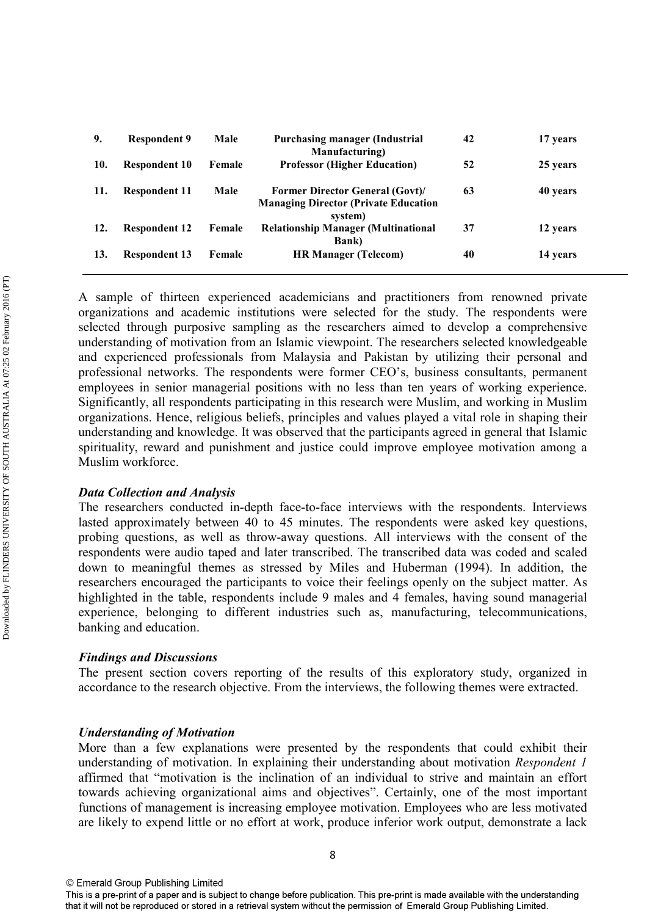| | | | | | |
|---|---|---|---|---|---|
| **9.** | **Respondent 9** | **Male** | **Purchasing manager (Industrial Manufacturing)** | **42** | **17 years** |
| **10.** | **Respondent 10** | **Female** | **Professor (Higher Education)** | **52** | **25 years** |
| **11.** | **Respondent 11** | **Male** | **Former Director General (Govt)/ Managing Director (Private Education system)** | **63** | **40 years** |
| **12.** | **Respondent 12** | **Female** | **Relationship Manager (Multinational Bank)** | **37** | **12 years** |
| **13.** | **Respondent 13** | **Female** | **HR Manager (Telecom)** | **40** | **14 years** |

A sample of thirteen experienced academicians and practitioners from renowned private organizations and academic institutions were selected for the study. The respondents were selected through purposive sampling as the researchers aimed to develop a comprehensive understanding of motivation from an Islamic viewpoint. The researchers selected knowledgeable and experienced professionals from Malaysia and Pakistan by utilizing their personal and professional networks. The respondents were former CEO's, business consultants, permanent employees in senior managerial positions with no less than ten years of working experience. Significantly, all respondents participating in this research were Muslim, and working in Muslim organizations. Hence, religious beliefs, principles and values played a vital role in shaping their understanding and knowledge. It was observed that the participants agreed in general that Islamic spirituality, reward and punishment and justice could improve employee motivation among a Muslim workforce.

### *Data Collection and Analysis*

The researchers conducted in-depth face-to-face interviews with the respondents. Interviews lasted approximately between 40 to 45 minutes. The respondents were asked key questions, probing questions, as well as throw-away questions. All interviews with the consent of the respondents were audio taped and later transcribed. The transcribed data was coded and scaled down to meaningful themes as stressed by Miles and Huberman (1994). In addition, the researchers encouraged the participants to voice their feelings openly on the subject matter. As highlighted in the table, respondents include 9 males and 4 females, having sound managerial experience, belonging to different industries such as, manufacturing, telecommunications, banking and education.

### *Findings and Discussions*

The present section covers reporting of the results of this exploratory study, organized in accordance to the research objective. From the interviews, the following themes were extracted.

### *Understanding of Motivation*

More than a few explanations were presented by the respondents that could exhibit their understanding of motivation. In explaining their understanding about motivation *Respondent 1* affirmed that "motivation is the inclination of an individual to strive and maintain an effort towards achieving organizational aims and objectives". Certainly, one of the most important functions of management is increasing employee motivation. Employees who are less motivated are likely to expend little or no effort at work, produce inferior work output, demonstrate a lack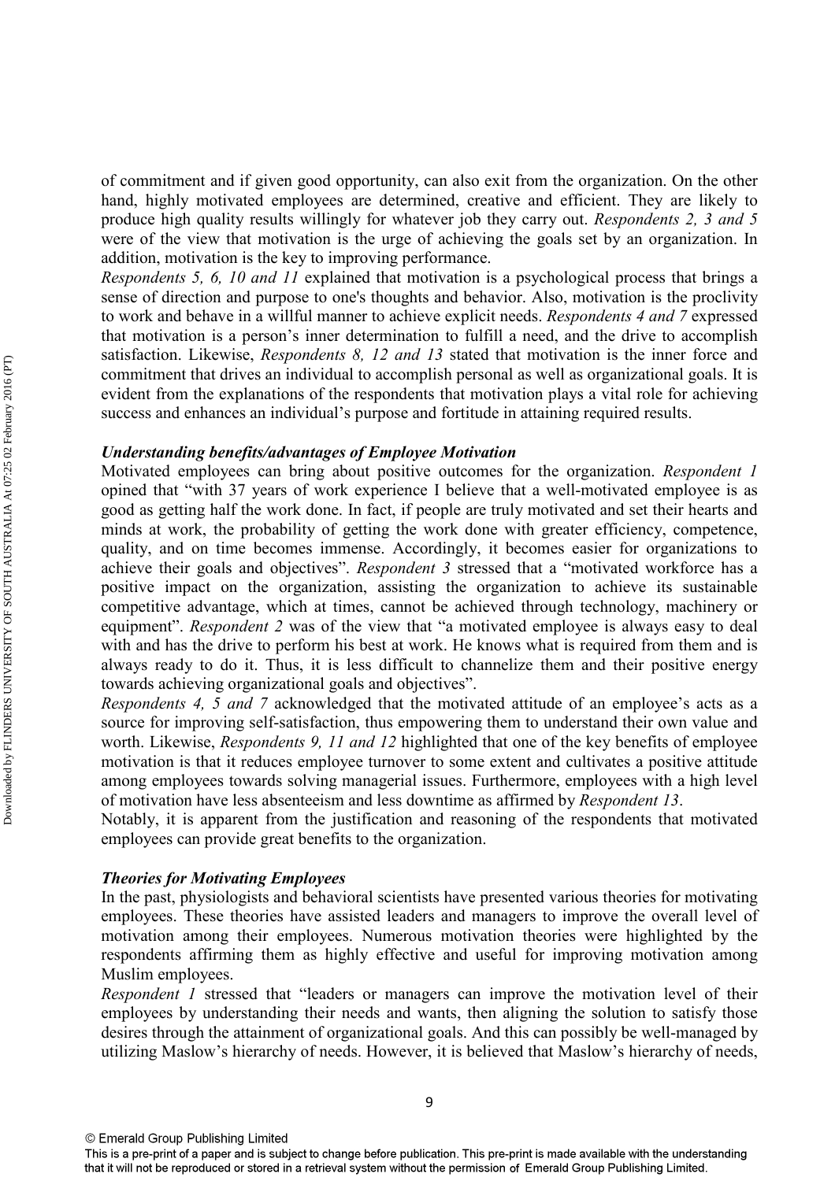of commitment and if given good opportunity, can also exit from the organization. On the other hand, highly motivated employees are determined, creative and efficient. They are likely to produce high quality results willingly for whatever job they carry out. *Respondents 2, 3 and 5* were of the view that motivation is the urge of achieving the goals set by an organization. In addition, motivation is the key to improving performance.

*Respondents 5, 6, 10 and 11* explained that motivation is a psychological process that brings a sense of direction and purpose to one's thoughts and behavior. Also, motivation is the proclivity to work and behave in a willful manner to achieve explicit needs. *Respondents 4 and 7* expressed that motivation is a person's inner determination to fulfill a need, and the drive to accomplish satisfaction. Likewise, *Respondents 8, 12 and 13* stated that motivation is the inner force and commitment that drives an individual to accomplish personal as well as organizational goals. It is evident from the explanations of the respondents that motivation plays a vital role for achieving success and enhances an individual's purpose and fortitude in attaining required results.

***Understanding benefits/advantages of Employee Motivation***

Motivated employees can bring about positive outcomes for the organization. *Respondent 1* opined that "with 37 years of work experience I believe that a well-motivated employee is as good as getting half the work done. In fact, if people are truly motivated and set their hearts and minds at work, the probability of getting the work done with greater efficiency, competence, quality, and on time becomes immense. Accordingly, it becomes easier for organizations to achieve their goals and objectives". *Respondent 3* stressed that a "motivated workforce has a positive impact on the organization, assisting the organization to achieve its sustainable competitive advantage, which at times, cannot be achieved through technology, machinery or equipment". *Respondent 2* was of the view that "a motivated employee is always easy to deal with and has the drive to perform his best at work. He knows what is required from them and is always ready to do it. Thus, it is less difficult to channelize them and their positive energy towards achieving organizational goals and objectives".

*Respondents 4, 5 and 7* acknowledged that the motivated attitude of an employee's acts as a source for improving self-satisfaction, thus empowering them to understand their own value and worth. Likewise, *Respondents 9, 11 and 12* highlighted that one of the key benefits of employee motivation is that it reduces employee turnover to some extent and cultivates a positive attitude among employees towards solving managerial issues. Furthermore, employees with a high level of motivation have less absenteeism and less downtime as affirmed by *Respondent 13*.

Notably, it is apparent from the justification and reasoning of the respondents that motivated employees can provide great benefits to the organization.

***Theories for Motivating Employees***

In the past, physiologists and behavioral scientists have presented various theories for motivating employees. These theories have assisted leaders and managers to improve the overall level of motivation among their employees. Numerous motivation theories were highlighted by the respondents affirming them as highly effective and useful for improving motivation among Muslim employees.

*Respondent 1* stressed that "leaders or managers can improve the motivation level of their employees by understanding their needs and wants, then aligning the solution to satisfy those desires through the attainment of organizational goals. And this can possibly be well-managed by utilizing Maslow's hierarchy of needs. However, it is believed that Maslow's hierarchy of needs,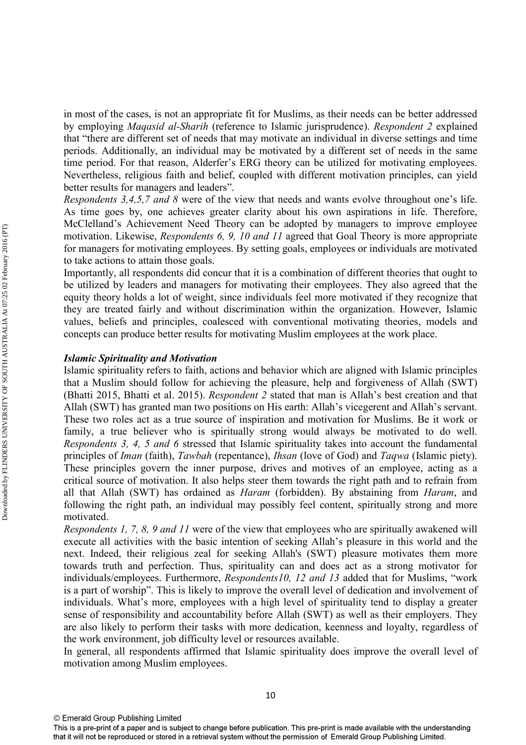in most of the cases, is not an appropriate fit for Muslims, as their needs can be better addressed by employing *Maqasid al-Sharih* (reference to Islamic jurisprudence). *Respondent 2* explained that "there are different set of needs that may motivate an individual in diverse settings and time periods. Additionally, an individual may be motivated by a different set of needs in the same time period. For that reason, Alderfer's ERG theory can be utilized for motivating employees. Nevertheless, religious faith and belief, coupled with different motivation principles, can yield better results for managers and leaders".

*Respondents 3,4,5,7 and 8* were of the view that needs and wants evolve throughout one's life. As time goes by, one achieves greater clarity about his own aspirations in life. Therefore, McClelland's Achievement Need Theory can be adopted by managers to improve employee motivation. Likewise, *Respondents 6, 9, 10 and 11* agreed that Goal Theory is more appropriate for managers for motivating employees. By setting goals, employees or individuals are motivated to take actions to attain those goals.

Importantly, all respondents did concur that it is a combination of different theories that ought to be utilized by leaders and managers for motivating their employees. They also agreed that the equity theory holds a lot of weight, since individuals feel more motivated if they recognize that they are treated fairly and without discrimination within the organization. However, Islamic values, beliefs and principles, coalesced with conventional motivating theories, models and concepts can produce better results for motivating Muslim employees at the work place.

***Islamic Spirituality and Motivation***

Islamic spirituality refers to faith, actions and behavior which are aligned with Islamic principles that a Muslim should follow for achieving the pleasure, help and forgiveness of Allah (SWT) (Bhatti 2015, Bhatti et al. 2015). *Respondent 2* stated that man is Allah's best creation and that Allah (SWT) has granted man two positions on His earth: Allah's vicegerent and Allah's servant. These two roles act as a true source of inspiration and motivation for Muslims. Be it work or family, a true believer who is spiritually strong would always be motivated to do well. *Respondents 3, 4, 5 and 6* stressed that Islamic spirituality takes into account the fundamental principles of *Iman* (faith), *Tawbah* (repentance), *Ihsan* (love of God) and *Taqwa* (Islamic piety). These principles govern the inner purpose, drives and motives of an employee, acting as a critical source of motivation. It also helps steer them towards the right path and to refrain from all that Allah (SWT) has ordained as *Haram* (forbidden). By abstaining from *Haram*, and following the right path, an individual may possibly feel content, spiritually strong and more motivated.

*Respondents 1, 7, 8, 9 and 11* were of the view that employees who are spiritually awakened will execute all activities with the basic intention of seeking Allah's pleasure in this world and the next. Indeed, their religious zeal for seeking Allah's (SWT) pleasure motivates them more towards truth and perfection. Thus, spirituality can and does act as a strong motivator for individuals/employees. Furthermore, *Respondents10, 12 and 13* added that for Muslims, "work is a part of worship". This is likely to improve the overall level of dedication and involvement of individuals. What's more, employees with a high level of spirituality tend to display a greater sense of responsibility and accountability before Allah (SWT) as well as their employers. They are also likely to perform their tasks with more dedication, keenness and loyalty, regardless of the work environment, job difficulty level or resources available.

In general, all respondents affirmed that Islamic spirituality does improve the overall level of motivation among Muslim employees.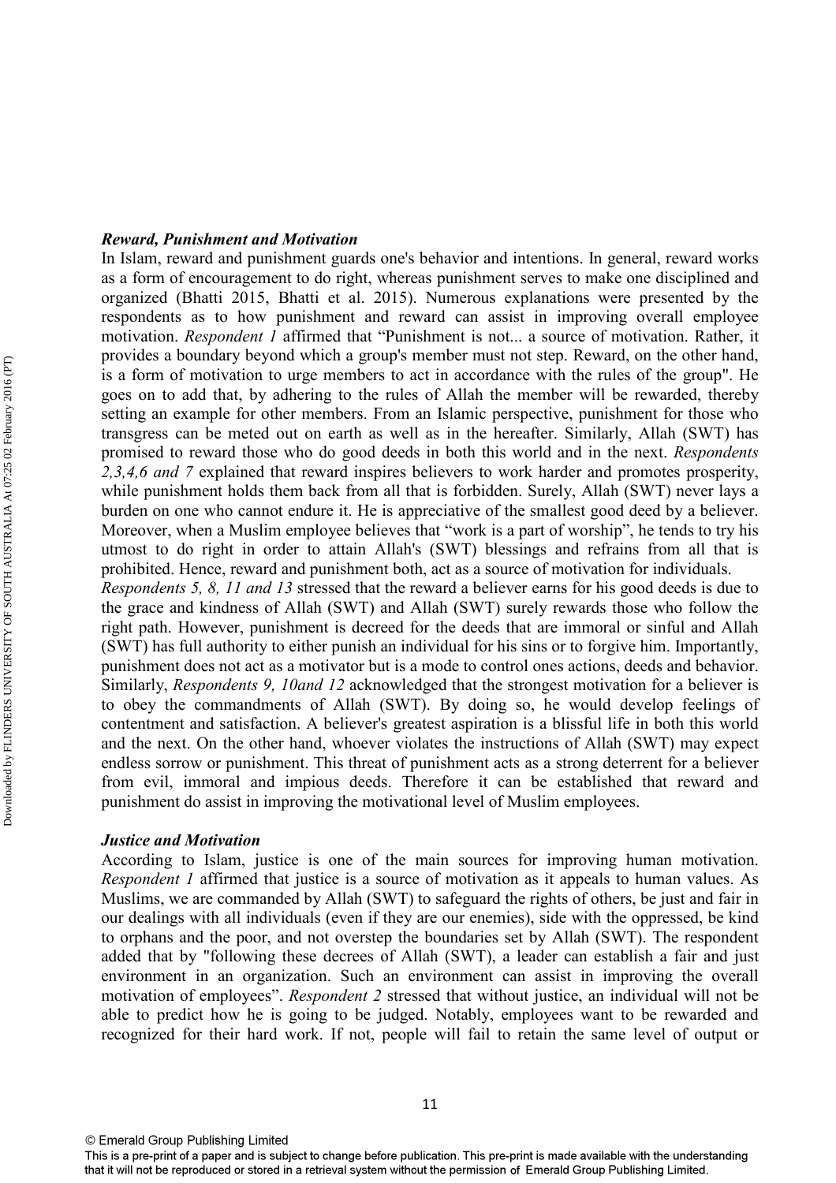### *Reward, Punishment and Motivation*

In Islam, reward and punishment guards one's behavior and intentions. In general, reward works as a form of encouragement to do right, whereas punishment serves to make one disciplined and organized (Bhatti 2015, Bhatti et al. 2015). Numerous explanations were presented by the respondents as to how punishment and reward can assist in improving overall employee motivation. *Respondent 1* affirmed that "Punishment is not... a source of motivation. Rather, it provides a boundary beyond which a group's member must not step. Reward, on the other hand, is a form of motivation to urge members to act in accordance with the rules of the group". He goes on to add that, by adhering to the rules of Allah the member will be rewarded, thereby setting an example for other members. From an Islamic perspective, punishment for those who transgress can be meted out on earth as well as in the hereafter. Similarly, Allah (SWT) has promised to reward those who do good deeds in both this world and in the next. *Respondents 2,3,4,6 and 7* explained that reward inspires believers to work harder and promotes prosperity, while punishment holds them back from all that is forbidden. Surely, Allah (SWT) never lays a burden on one who cannot endure it. He is appreciative of the smallest good deed by a believer. Moreover, when a Muslim employee believes that "work is a part of worship", he tends to try his utmost to do right in order to attain Allah's (SWT) blessings and refrains from all that is prohibited. Hence, reward and punishment both, act as a source of motivation for individuals.
*Respondents 5, 8, 11 and 13* stressed that the reward a believer earns for his good deeds is due to the grace and kindness of Allah (SWT) and Allah (SWT) surely rewards those who follow the right path. However, punishment is decreed for the deeds that are immoral or sinful and Allah (SWT) has full authority to either punish an individual for his sins or to forgive him. Importantly, punishment does not act as a motivator but is a mode to control ones actions, deeds and behavior. Similarly, *Respondents 9, 10and 12* acknowledged that the strongest motivation for a believer is to obey the commandments of Allah (SWT). By doing so, he would develop feelings of contentment and satisfaction. A believer's greatest aspiration is a blissful life in both this world and the next. On the other hand, whoever violates the instructions of Allah (SWT) may expect endless sorrow or punishment. This threat of punishment acts as a strong deterrent for a believer from evil, immoral and impious deeds. Therefore it can be established that reward and punishment do assist in improving the motivational level of Muslim employees.

### *Justice and Motivation*

According to Islam, justice is one of the main sources for improving human motivation. *Respondent 1* affirmed that justice is a source of motivation as it appeals to human values. As Muslims, we are commanded by Allah (SWT) to safeguard the rights of others, be just and fair in our dealings with all individuals (even if they are our enemies), side with the oppressed, be kind to orphans and the poor, and not overstep the boundaries set by Allah (SWT). The respondent added that by "following these decrees of Allah (SWT), a leader can establish a fair and just environment in an organization. Such an environment can assist in improving the overall motivation of employees". *Respondent 2* stressed that without justice, an individual will not be able to predict how he is going to be judged. Notably, employees want to be rewarded and recognized for their hard work. If not, people will fail to retain the same level of output or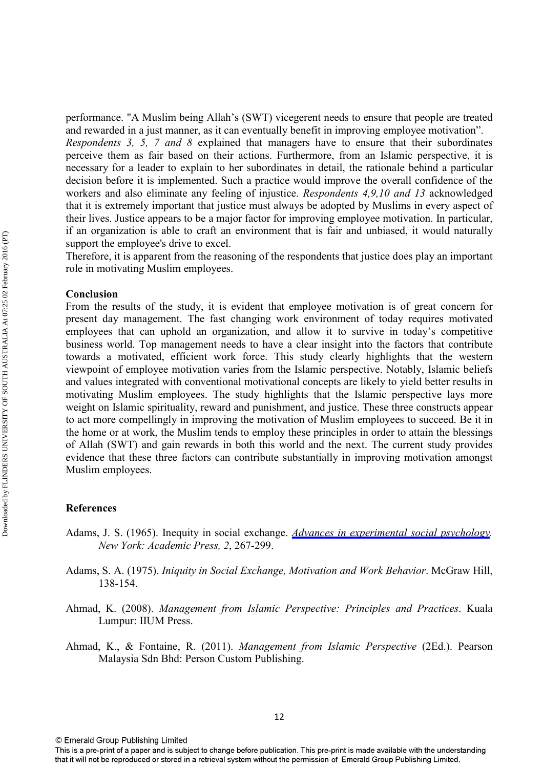performance. "A Muslim being Allah's (SWT) vicegerent needs to ensure that people are treated and rewarded in a just manner, as it can eventually benefit in improving employee motivation".
*Respondents 3, 5, 7 and 8* explained that managers have to ensure that their subordinates perceive them as fair based on their actions. Furthermore, from an Islamic perspective, it is necessary for a leader to explain to her subordinates in detail, the rationale behind a particular decision before it is implemented. Such a practice would improve the overall confidence of the workers and also eliminate any feeling of injustice. *Respondents 4,9,10 and 13* acknowledged that it is extremely important that justice must always be adopted by Muslims in every aspect of their lives. Justice appears to be a major factor for improving employee motivation. In particular, if an organization is able to craft an environment that is fair and unbiased, it would naturally support the employee's drive to excel.
Therefore, it is apparent from the reasoning of the respondents that justice does play an important role in motivating Muslim employees.

**Conclusion**

From the results of the study, it is evident that employee motivation is of great concern for present day management. The fast changing work environment of today requires motivated employees that can uphold an organization, and allow it to survive in today's competitive business world. Top management needs to have a clear insight into the factors that contribute towards a motivated, efficient work force. This study clearly highlights that the western viewpoint of employee motivation varies from the Islamic perspective. Notably, Islamic beliefs and values integrated with conventional motivational concepts are likely to yield better results in motivating Muslim employees. The study highlights that the Islamic perspective lays more weight on Islamic spirituality, reward and punishment, and justice. These three constructs appear to act more compellingly in improving the motivation of Muslim employees to succeed. Be it in the home or at work, the Muslim tends to employ these principles in order to attain the blessings of Allah (SWT) and gain rewards in both this world and the next. The current study provides evidence that these three factors can contribute substantially in improving motivation amongst Muslim employees.

**References**

Adams, J. S. (1965). Inequity in social exchange. *Advances in experimental social psychology. New York: Academic Press, 2*, 267-299.

Adams, S. A. (1975). *Iniquity in Social Exchange, Motivation and Work Behavior*. McGraw Hill, 138-154.

Ahmad, K. (2008). *Management from Islamic Perspective: Principles and Practices*. Kuala Lumpur: IIUM Press.

Ahmad, K., & Fontaine, R. (2011). *Management from Islamic Perspective* (2Ed.). Pearson Malaysia Sdn Bhd: Person Custom Publishing.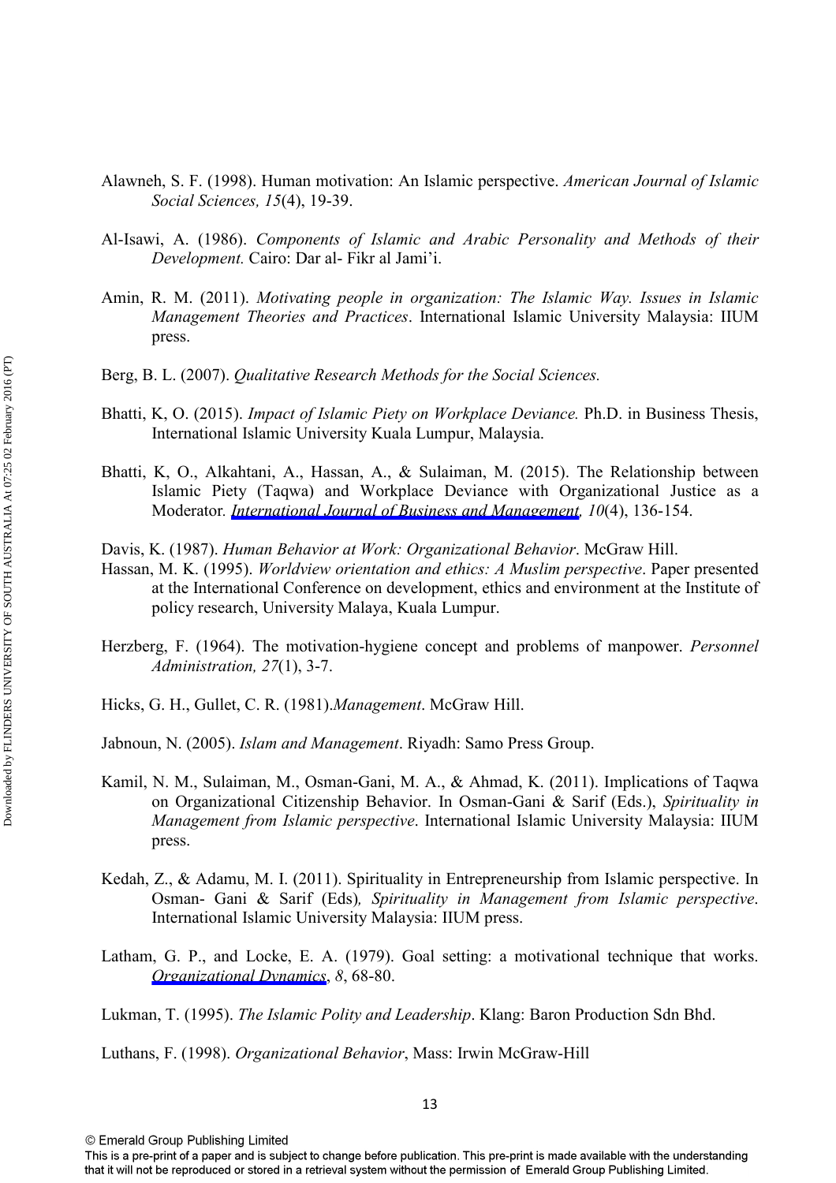Alawneh, S. F. (1998). Human motivation: An Islamic perspective. *American Journal of Islamic Social Sciences, 15*(4), 19-39.

Al-Isawi, A. (1986). *Components of Islamic and Arabic Personality and Methods of their Development.* Cairo: Dar al- Fikr al Jami'i.

Amin, R. M. (2011). *Motivating people in organization: The Islamic Way. Issues in Islamic Management Theories and Practices*. International Islamic University Malaysia: IIUM press.

Berg, B. L. (2007). *Qualitative Research Methods for the Social Sciences.*

Bhatti, K, O. (2015). *Impact of Islamic Piety on Workplace Deviance.* Ph.D. in Business Thesis, International Islamic University Kuala Lumpur, Malaysia.

Bhatti, K, O., Alkahtani, A., Hassan, A., & Sulaiman, M. (2015). The Relationship between Islamic Piety (Taqwa) and Workplace Deviance with Organizational Justice as a Moderator. *International Journal of Business and Management, 10*(4), 136-154.

Davis, K. (1987). *Human Behavior at Work: Organizational Behavior*. McGraw Hill.

Hassan, M. K. (1995). *Worldview orientation and ethics: A Muslim perspective*. Paper presented at the International Conference on development, ethics and environment at the Institute of policy research, University Malaya, Kuala Lumpur.

Herzberg, F. (1964). The motivation-hygiene concept and problems of manpower. *Personnel Administration, 27*(1), 3-7.

Hicks, G. H., Gullet, C. R. (1981).*Management*. McGraw Hill.

Jabnoun, N. (2005). *Islam and Management*. Riyadh: Samo Press Group.

Kamil, N. M., Sulaiman, M., Osman-Gani, M. A., & Ahmad, K. (2011). Implications of Taqwa on Organizational Citizenship Behavior. In Osman-Gani & Sarif (Eds.), *Spirituality in Management from Islamic perspective*. International Islamic University Malaysia: IIUM press.

Kedah, Z., & Adamu, M. I. (2011). Spirituality in Entrepreneurship from Islamic perspective. In Osman- Gani & Sarif (Eds)*, Spirituality in Management from Islamic perspective*. International Islamic University Malaysia: IIUM press.

Latham, G. P., and Locke, E. A. (1979). Goal setting: a motivational technique that works. *Organizational Dynamics*, *8*, 68-80.

Lukman, T. (1995). *The Islamic Polity and Leadership*. Klang: Baron Production Sdn Bhd.

Luthans, F. (1998). *Organizational Behavior*, Mass: Irwin McGraw-Hill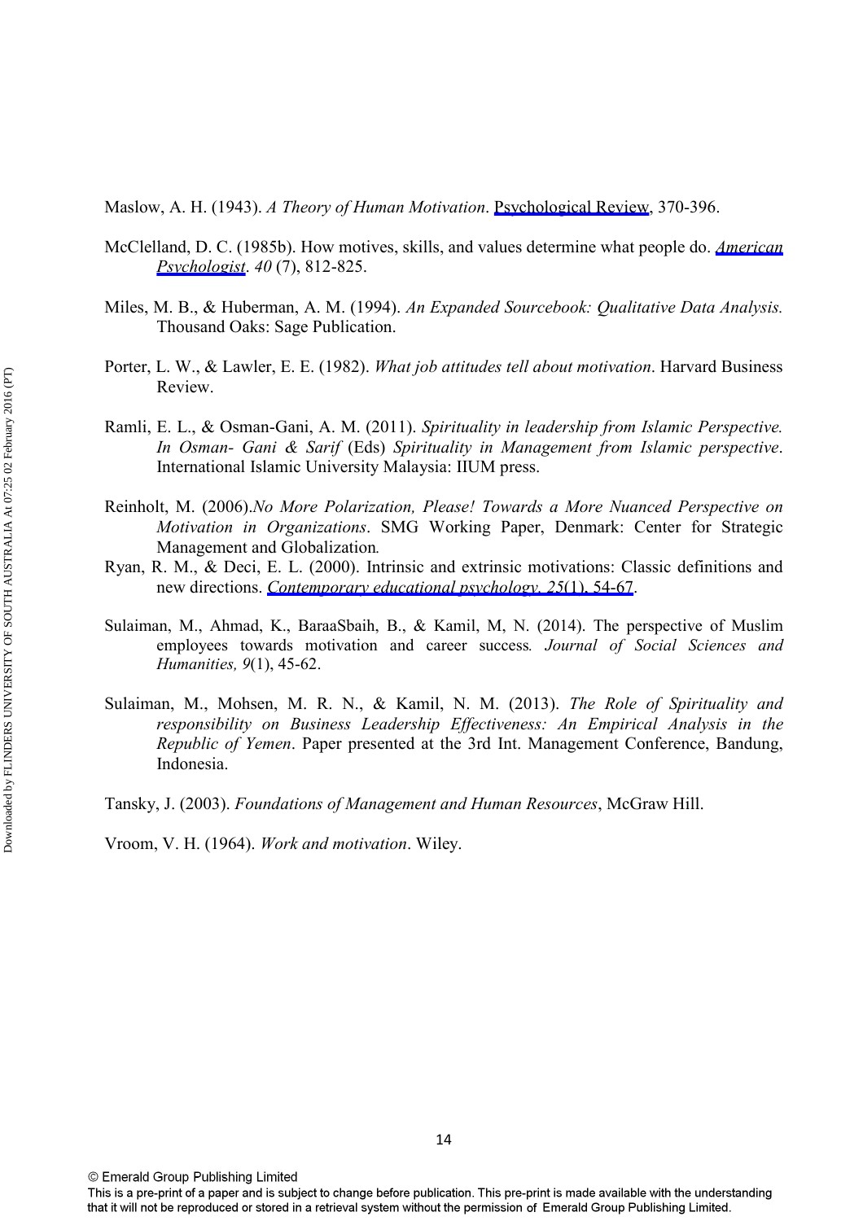Maslow, A. H. (1943). *A Theory of Human Motivation*. Psychological Review, 370-396.

McClelland, D. C. (1985b). How motives, skills, and values determine what people do. *American Psychologist*. *40* (7), 812-825.

Miles, M. B., & Huberman, A. M. (1994). *An Expanded Sourcebook: Qualitative Data Analysis.* Thousand Oaks: Sage Publication.

Porter, L. W., & Lawler, E. E. (1982). *What job attitudes tell about motivation*. Harvard Business Review.

Ramli, E. L., & Osman-Gani, A. M. (2011). *Spirituality in leadership from Islamic Perspective. In Osman- Gani & Sarif* (Eds) *Spirituality in Management from Islamic perspective*. International Islamic University Malaysia: IIUM press.

Reinholt, M. (2006).*No More Polarization, Please! Towards a More Nuanced Perspective on Motivation in Organizations*. SMG Working Paper, Denmark: Center for Strategic Management and Globalization*.*

Ryan, R. M., & Deci, E. L. (2000). Intrinsic and extrinsic motivations: Classic definitions and new directions. *Contemporary educational psychology, 25*(1), 54-67.

Sulaiman, M., Ahmad, K., BaraaSbaih, B., & Kamil, M, N. (2014). The perspective of Muslim employees towards motivation and career success*. Journal of Social Sciences and Humanities, 9*(1), 45-62.

Sulaiman, M., Mohsen, M. R. N., & Kamil, N. M. (2013). *The Role of Spirituality and responsibility on Business Leadership Effectiveness: An Empirical Analysis in the Republic of Yemen*. Paper presented at the 3rd Int. Management Conference, Bandung, Indonesia.

Tansky, J. (2003). *Foundations of Management and Human Resources*, McGraw Hill.

Vroom, V. H. (1964). *Work and motivation*. Wiley.